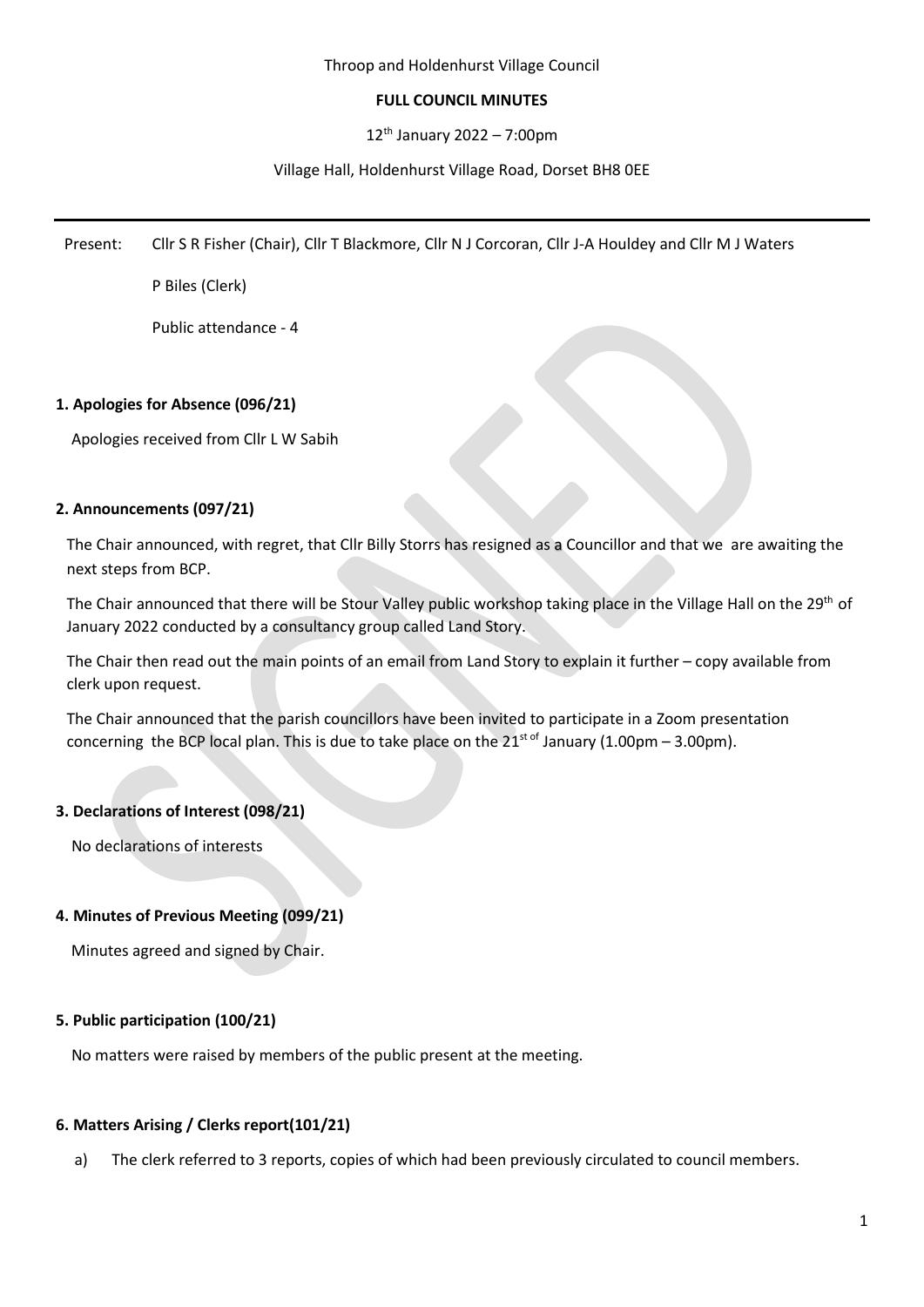Throop and Holdenhurst Village Council

**FULL COUNCIL MINUTES**

12th January 2022 – 7:00pm

Village Hall, Holdenhurst Village Road, Dorset BH8 0EE

---

Present: Cllr S R Fisher (Chair), Cllr T Blackmore, Cllr N J Corcoran, Cllr J-A Houldey and Cllr M J Waters

P Biles (Clerk)

Public attendance - 4

### 1. Apologies for Absence (096/21)

Apologies received from Cllr L W Sabih

### 2. Announcements (097/21)

The Chair announced, with regret, that Cllr Billy Storrs has resigned as a Councillor and that we are awaiting the next steps from BCP.

The Chair announced that there will be Stour Valley public workshop taking place in the Village Hall on the 29th of January 2022 conducted by a consultancy group called Land Story.

The Chair then read out the main points of an email from Land Story to explain it further – copy available from clerk upon request.

The Chair announced that the parish councillors have been invited to participate in a Zoom presentation concerning the BCP local plan. This is due to take place on the 21st of January (1.00pm – 3.00pm).

### 3. Declarations of Interest (098/21)

No declarations of interests

### 4. Minutes of Previous Meeting (099/21)

Minutes agreed and signed by Chair.

### 5. Public participation (100/21)

No matters were raised by members of the public present at the meeting.

### 6. Matters Arising / Clerks report(101/21)

a) The clerk referred to 3 reports, copies of which had been previously circulated to council members.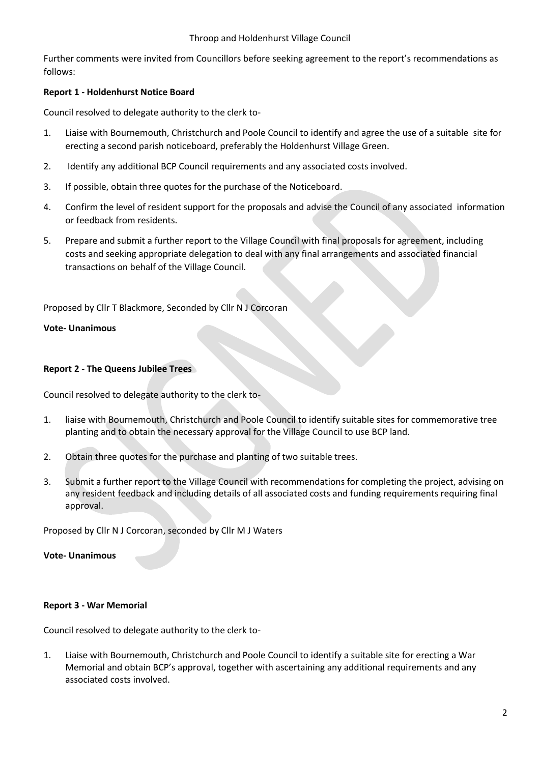Further comments were invited from Councillors before seeking agreement to the report's recommendations as follows:

**Report 1 - Holdenhurst Notice Board**

Council resolved to delegate authority to the clerk to-

1. Liaise with Bournemouth, Christchurch and Poole Council to identify and agree the use of a suitable site for erecting a second parish noticeboard, preferably the Holdenhurst Village Green.
2. Identify any additional BCP Council requirements and any associated costs involved.
3. If possible, obtain three quotes for the purchase of the Noticeboard.
4. Confirm the level of resident support for the proposals and advise the Council of any associated information or feedback from residents.
5. Prepare and submit a further report to the Village Council with final proposals for agreement, including costs and seeking appropriate delegation to deal with any final arrangements and associated financial transactions on behalf of the Village Council.

Proposed by Cllr T Blackmore, Seconded by Cllr N J Corcoran

**Vote- Unanimous**

**Report 2 - The Queens Jubilee Trees**

Council resolved to delegate authority to the clerk to-

1. liaise with Bournemouth, Christchurch and Poole Council to identify suitable sites for commemorative tree planting and to obtain the necessary approval for the Village Council to use BCP land.
2. Obtain three quotes for the purchase and planting of two suitable trees.
3. Submit a further report to the Village Council with recommendations for completing the project, advising on any resident feedback and including details of all associated costs and funding requirements requiring final approval.

Proposed by Cllr N J Corcoran, seconded by Cllr M J Waters

**Vote- Unanimous**

**Report 3 - War Memorial**

Council resolved to delegate authority to the clerk to-

1. Liaise with Bournemouth, Christchurch and Poole Council to identify a suitable site for erecting a War Memorial and obtain BCP's approval, together with ascertaining any additional requirements and any associated costs involved.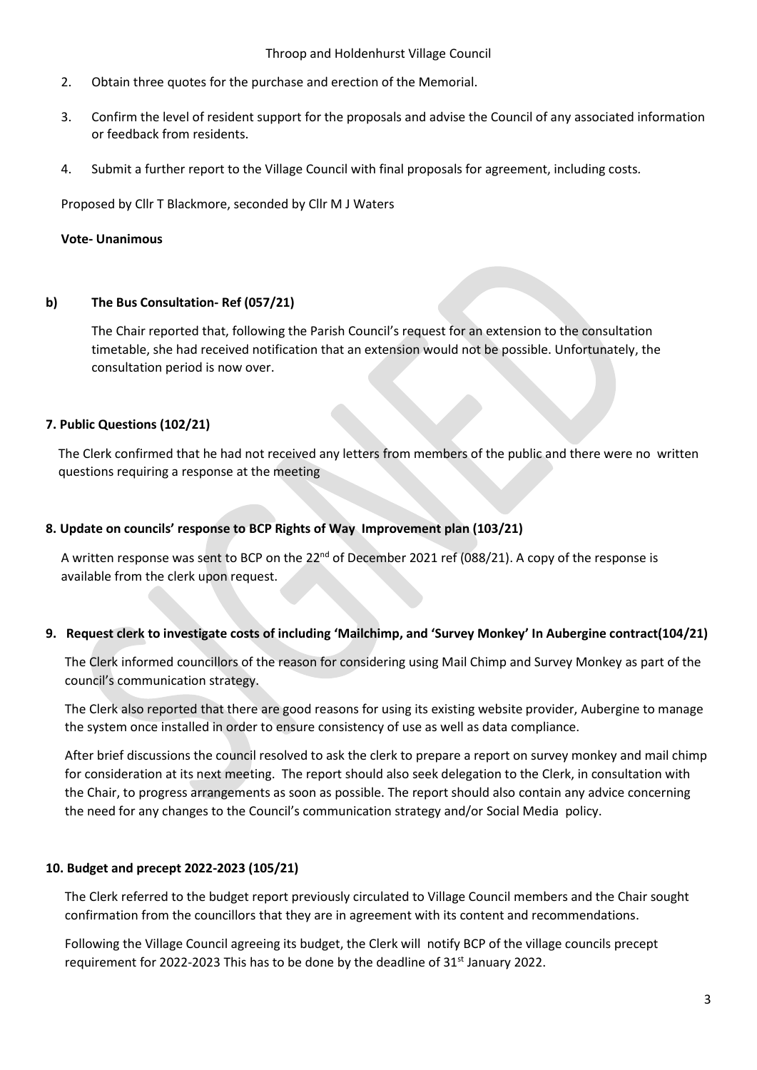2. Obtain three quotes for the purchase and erection of the Memorial.

3. Confirm the level of resident support for the proposals and advise the Council of any associated information or feedback from residents.

4. Submit a further report to the Village Council with final proposals for agreement, including costs.

Proposed by Cllr T Blackmore, seconded by Cllr M J Waters

**Vote- Unanimous**

**b) The Bus Consultation- Ref (057/21)**

The Chair reported that, following the Parish Council's request for an extension to the consultation timetable, she had received notification that an extension would not be possible. Unfortunately, the consultation period is now over.

**7. Public Questions (102/21)**

The Clerk confirmed that he had not received any letters from members of the public and there were no written questions requiring a response at the meeting

**8. Update on councils' response to BCP Rights of Way Improvement plan (103/21)**

A written response was sent to BCP on the 22nd of December 2021 ref (088/21). A copy of the response is available from the clerk upon request.

**9. Request clerk to investigate costs of including 'Mailchimp, and 'Survey Monkey' In Aubergine contract(104/21)**

The Clerk informed councillors of the reason for considering using Mail Chimp and Survey Monkey as part of the council's communication strategy.

The Clerk also reported that there are good reasons for using its existing website provider, Aubergine to manage the system once installed in order to ensure consistency of use as well as data compliance.

After brief discussions the council resolved to ask the clerk to prepare a report on survey monkey and mail chimp for consideration at its next meeting. The report should also seek delegation to the Clerk, in consultation with the Chair, to progress arrangements as soon as possible. The report should also contain any advice concerning the need for any changes to the Council's communication strategy and/or Social Media policy.

**10. Budget and precept 2022-2023 (105/21)**

The Clerk referred to the budget report previously circulated to Village Council members and the Chair sought confirmation from the councillors that they are in agreement with its content and recommendations.

Following the Village Council agreeing its budget, the Clerk will notify BCP of the village councils precept requirement for 2022-2023 This has to be done by the deadline of 31st January 2022.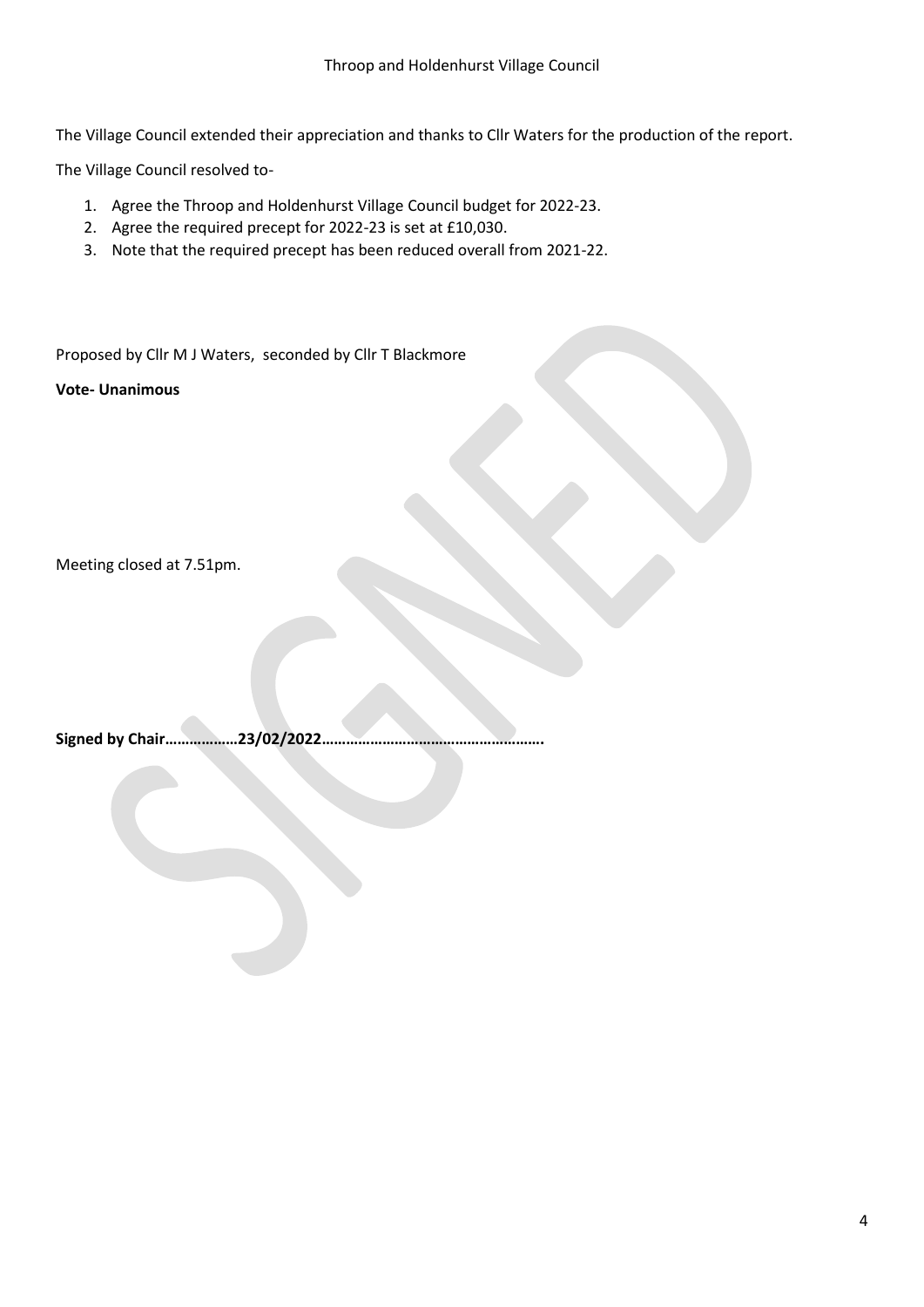The Village Council extended their appreciation and thanks to Cllr Waters for the production of the report.

The Village Council resolved to-

1. Agree the Throop and Holdenhurst Village Council budget for 2022-23.
2. Agree the required precept for 2022-23 is set at £10,030.
3. Note that the required precept has been reduced overall from 2021-22.

Proposed by Cllr M J Waters, seconded by Cllr T Blackmore

**Vote- Unanimous**

Meeting closed at 7.51pm.

**Signed by Chair……………..23/02/2022……………………………………………….**